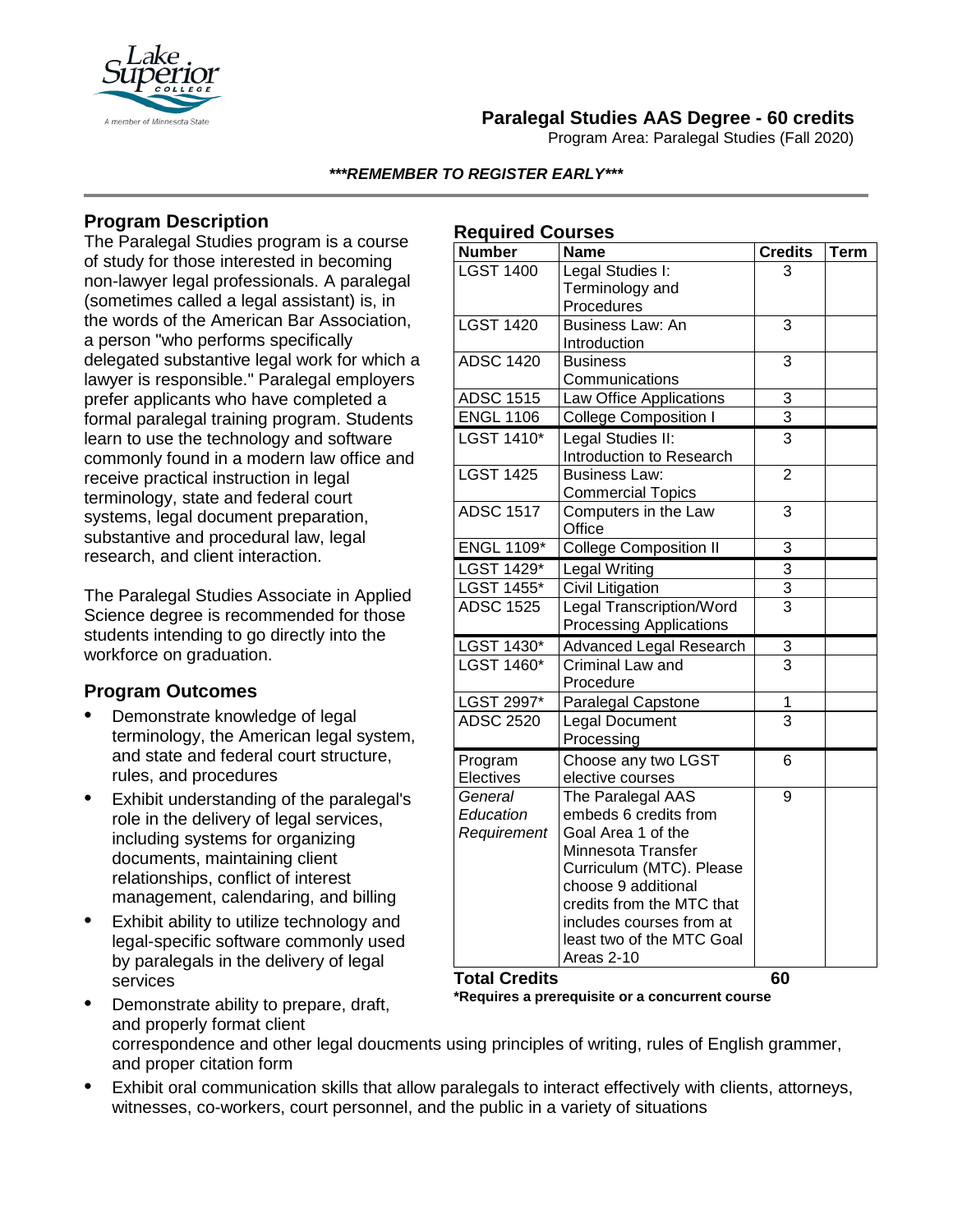# Paralegal Studies AAS Degree - 60 credits

Program Area: Paralegal Studies (Fall 2020)

***\*\*\*REMEMBER TO REGISTER EARLY\*\*\****

## Program Description

The Paralegal Studies program is a course of study for those interested in becoming non-lawyer legal professionals. A paralegal (sometimes called a legal assistant) is, in the words of the American Bar Association, a person "who performs specifically delegated substantive legal work for which a lawyer is responsible." Paralegal employers prefer applicants who have completed a formal paralegal training program. Students learn to use the technology and software commonly found in a modern law office and receive practical instruction in legal terminology, state and federal court systems, legal document preparation, substantive and procedural law, legal research, and client interaction.

The Paralegal Studies Associate in Applied Science degree is recommended for those students intending to go directly into the workforce on graduation.

## Program Outcomes

- Demonstrate knowledge of legal terminology, the American legal system, and state and federal court structure, rules, and procedures
- Exhibit understanding of the paralegal's role in the delivery of legal services, including systems for organizing documents, maintaining client relationships, conflict of interest management, calendaring, and billing
- Exhibit ability to utilize technology and legal-specific software commonly used by paralegals in the delivery of legal services
- Demonstrate ability to prepare, draft, and properly format client correspondence and other legal doucments using principles of writing, rules of English grammer, and proper citation form
- Exhibit oral communication skills that allow paralegals to interact effectively with clients, attorneys, witnesses, co-workers, court personnel, and the public in a variety of situations

## Required Courses

| Number | Name | Credits | Term |
|---|---|---|---|
| LGST 1400 | Legal Studies I: Terminology and Procedures | 3 | |
| LGST 1420 | Business Law: An Introduction | 3 | |
| ADSC 1420 | Business Communications | 3 | |
| ADSC 1515 | Law Office Applications | 3 | |
| ENGL 1106 | College Composition I | 3 | |
| LGST 1410* | Legal Studies II: Introduction to Research | 3 | |
| LGST 1425 | Business Law: Commercial Topics | 2 | |
| ADSC 1517 | Computers in the Law Office | 3 | |
| ENGL 1109* | College Composition II | 3 | |
| LGST 1429* | Legal Writing | 3 | |
| LGST 1455* | Civil Litigation | 3 | |
| ADSC 1525 | Legal Transcription/Word Processing Applications | 3 | |
| LGST 1430* | Advanced Legal Research | 3 | |
| LGST 1460* | Criminal Law and Procedure | 3 | |
| LGST 2997* | Paralegal Capstone | 1 | |
| ADSC 2520 | Legal Document Processing | 3 | |
| Program Electives | Choose any two LGST elective courses | 6 | |
| *General Education Requirement* | The Paralegal AAS embeds 6 credits from Goal Area 1 of the Minnesota Transfer Curriculum (MTC). Please choose 9 additional credits from the MTC that includes courses from at least two of the MTC Goal Areas 2-10 | 9 | |
| **Total Credits** | | **60** | |

**\*Requires a prerequisite or a concurrent course**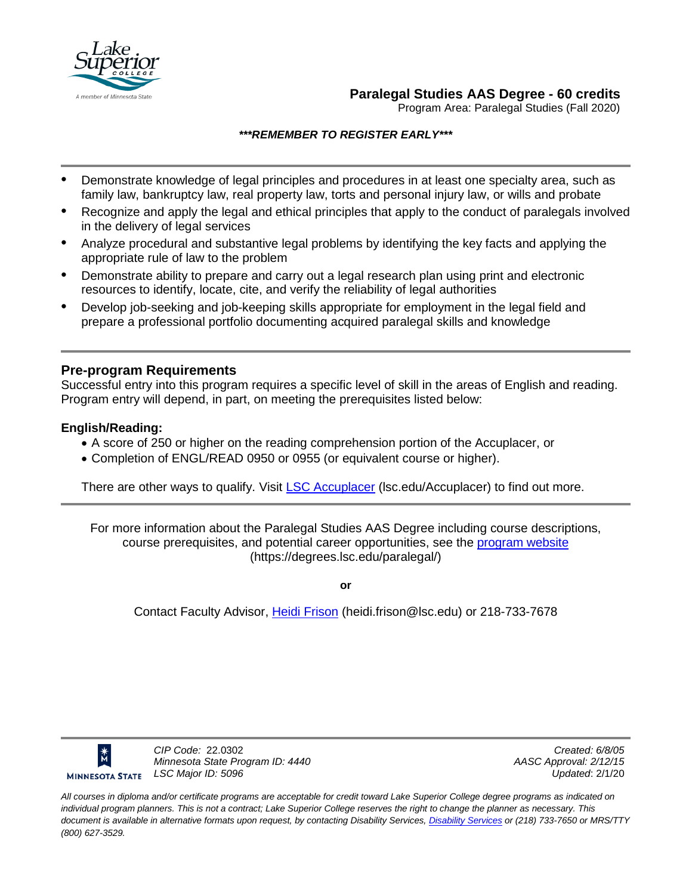**Paralegal Studies AAS Degree - 60 credits**
Program Area: Paralegal Studies (Fall 2020)

***\*\*\*REMEMBER TO REGISTER EARLY\*\*\****

- Demonstrate knowledge of legal principles and procedures in at least one specialty area, such as family law, bankruptcy law, real property law, torts and personal injury law, or wills and probate
- Recognize and apply the legal and ethical principles that apply to the conduct of paralegals involved in the delivery of legal services
- Analyze procedural and substantive legal problems by identifying the key facts and applying the appropriate rule of law to the problem
- Demonstrate ability to prepare and carry out a legal research plan using print and electronic resources to identify, locate, cite, and verify the reliability of legal authorities
- Develop job-seeking and job-keeping skills appropriate for employment in the legal field and prepare a professional portfolio documenting acquired paralegal skills and knowledge

## Pre-program Requirements

Successful entry into this program requires a specific level of skill in the areas of English and reading. Program entry will depend, in part, on meeting the prerequisites listed below:

**English/Reading:**

- A score of 250 or higher on the reading comprehension portion of the Accuplacer, or
- Completion of ENGL/READ 0950 or 0955 (or equivalent course or higher).

There are other ways to qualify. Visit LSC Accuplacer (lsc.edu/Accuplacer) to find out more.

For more information about the Paralegal Studies AAS Degree including course descriptions, course prerequisites, and potential career opportunities, see the program website (https://degrees.lsc.edu/paralegal/)

**or**

Contact Faculty Advisor, Heidi Frison (heidi.frison@lsc.edu) or 218-733-7678

*CIP Code: 22.0302*
*Minnesota State Program ID: 4440*
*LSC Major ID: 5096*

*Created: 6/8/05*
*AASC Approval: 2/12/15*
*Updated: 2/1/20*

*All courses in diploma and/or certificate programs are acceptable for credit toward Lake Superior College degree programs as indicated on individual program planners. This is not a contract; Lake Superior College reserves the right to change the planner as necessary. This document is available in alternative formats upon request, by contacting Disability Services, Disability Services or (218) 733-7650 or MRS/TTY (800) 627-3529.*